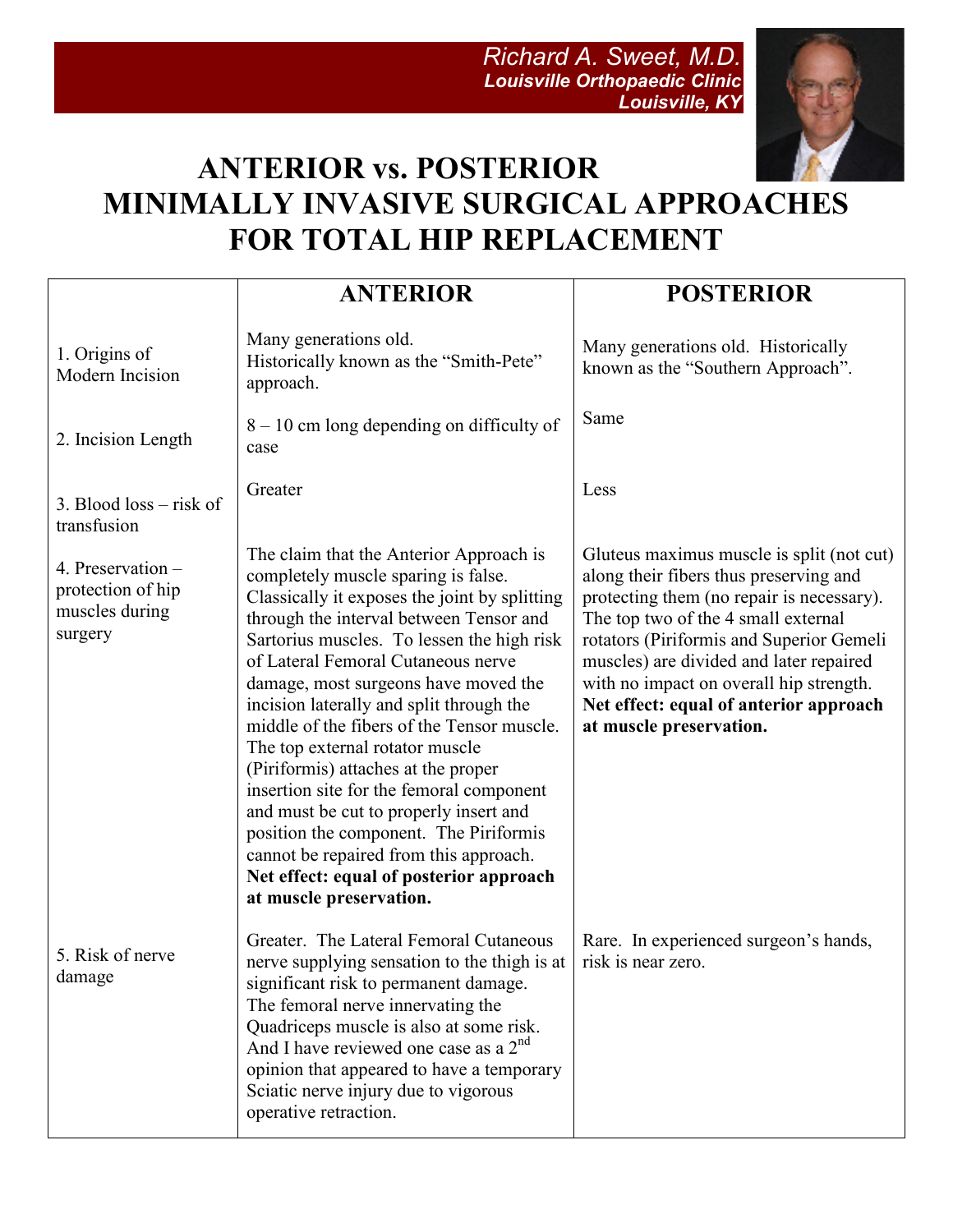*Richard A. Sweet, M.D.*
***Louisville Orthopaedic Clinic***
***Louisville, KY***

# ANTERIOR vs. POSTERIOR MINIMALLY INVASIVE SURGICAL APPROACHES FOR TOTAL HIP REPLACEMENT

| | ANTERIOR | POSTERIOR |
|---|---|---|
| 1. Origins of Modern Incision | Many generations old. Historically known as the "Smith-Pete" approach. | Many generations old. Historically known as the "Southern Approach". |
| 2. Incision Length | 8 – 10 cm long depending on difficulty of case | Same |
| 3. Blood loss – risk of transfusion | Greater | Less |
| 4. Preservation – protection of hip muscles during surgery | The claim that the Anterior Approach is completely muscle sparing is false. Classically it exposes the joint by splitting through the interval between Tensor and Sartorius muscles. To lessen the high risk of Lateral Femoral Cutaneous nerve damage, most surgeons have moved the incision laterally and split through the middle of the fibers of the Tensor muscle. The top external rotator muscle (Piriformis) attaches at the proper insertion site for the femoral component and must be cut to properly insert and position the component. The Piriformis cannot be repaired from this approach. **Net effect: equal of posterior approach at muscle preservation.** | Gluteus maximus muscle is split (not cut) along their fibers thus preserving and protecting them (no repair is necessary). The top two of the 4 small external rotators (Piriformis and Superior Gemeli muscles) are divided and later repaired with no impact on overall hip strength. **Net effect: equal of anterior approach at muscle preservation.** |
| 5. Risk of nerve damage | Greater. The Lateral Femoral Cutaneous nerve supplying sensation to the thigh is at significant risk to permanent damage. The femoral nerve innervating the Quadriceps muscle is also at some risk. And I have reviewed one case as a 2nd opinion that appeared to have a temporary Sciatic nerve injury due to vigorous operative retraction. | Rare. In experienced surgeon's hands, risk is near zero. |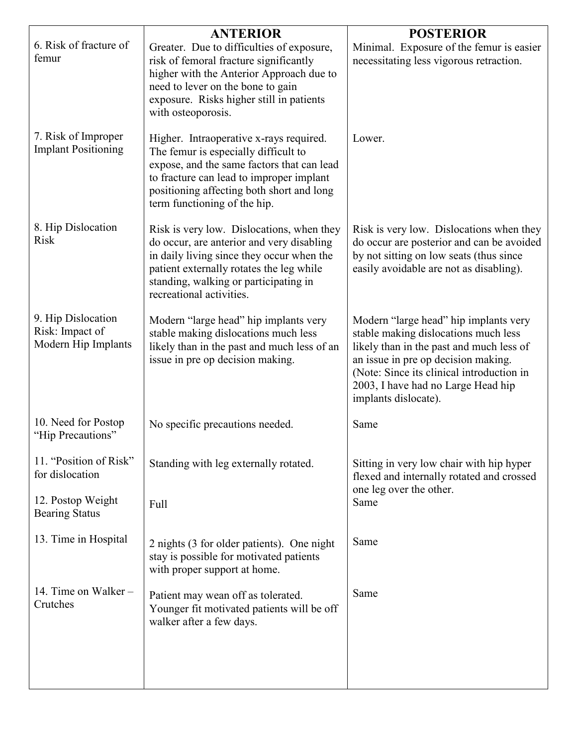| | ANTERIOR | POSTERIOR |
|---|---|---|
| 6. Risk of fracture of femur | Greater. Due to difficulties of exposure, risk of femoral fracture significantly higher with the Anterior Approach due to need to lever on the bone to gain exposure. Risks higher still in patients with osteoporosis. | Minimal. Exposure of the femur is easier necessitating less vigorous retraction. |
| 7. Risk of Improper Implant Positioning | Higher. Intraoperative x-rays required. The femur is especially difficult to expose, and the same factors that can lead to fracture can lead to improper implant positioning affecting both short and long term functioning of the hip. | Lower. |
| 8. Hip Dislocation Risk | Risk is very low. Dislocations, when they do occur, are anterior and very disabling in daily living since they occur when the patient externally rotates the leg while standing, walking or participating in recreational activities. | Risk is very low. Dislocations when they do occur are posterior and can be avoided by not sitting on low seats (thus since easily avoidable are not as disabling). |
| 9. Hip Dislocation Risk: Impact of Modern Hip Implants | Modern "large head" hip implants very stable making dislocations much less likely than in the past and much less of an issue in pre op decision making. | Modern "large head" hip implants very stable making dislocations much less likely than in the past and much less of an issue in pre op decision making. (Note: Since its clinical introduction in 2003, I have had no Large Head hip implants dislocate). |
| 10. Need for Postop "Hip Precautions" | No specific precautions needed. | Same |
| 11. "Position of Risk" for dislocation | Standing with leg externally rotated. | Sitting in very low chair with hip hyper flexed and internally rotated and crossed one leg over the other. |
| 12. Postop Weight Bearing Status | Full | Same |
| 13. Time in Hospital | 2 nights (3 for older patients). One night stay is possible for motivated patients with proper support at home. | Same |
| 14. Time on Walker – Crutches | Patient may wean off as tolerated. Younger fit motivated patients will be off walker after a few days. | Same |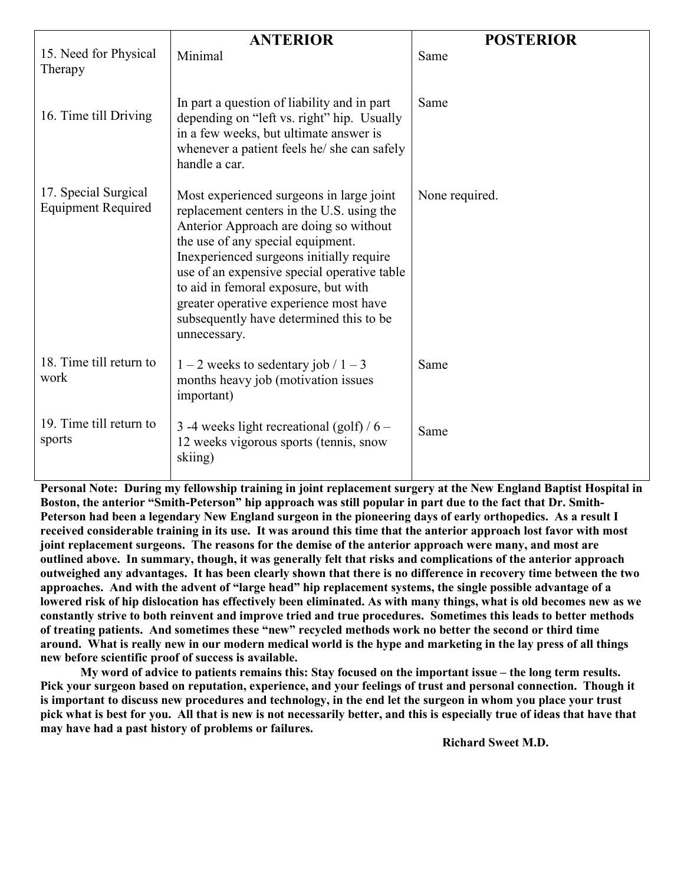| | ANTERIOR | POSTERIOR |
|---|---|---|
| 15. Need for Physical Therapy | Minimal | Same |
| 16. Time till Driving | In part a question of liability and in part depending on "left vs. right" hip. Usually in a few weeks, but ultimate answer is whenever a patient feels he/ she can safely handle a car. | Same |
| 17. Special Surgical Equipment Required | Most experienced surgeons in large joint replacement centers in the U.S. using the Anterior Approach are doing so without the use of any special equipment. Inexperienced surgeons initially require use of an expensive special operative table to aid in femoral exposure, but with greater operative experience most have subsequently have determined this to be unnecessary. | None required. |
| 18. Time till return to work | 1 – 2 weeks to sedentary job / 1 – 3 months heavy job (motivation issues important) | Same |
| 19. Time till return to sports | 3 -4 weeks light recreational (golf) / 6 – 12 weeks vigorous sports (tennis, snow skiing) | Same |

**Personal Note: During my fellowship training in joint replacement surgery at the New England Baptist Hospital in Boston, the anterior "Smith-Peterson" hip approach was still popular in part due to the fact that Dr. Smith-Peterson had been a legendary New England surgeon in the pioneering days of early orthopedics. As a result I received considerable training in its use. It was around this time that the anterior approach lost favor with most joint replacement surgeons. The reasons for the demise of the anterior approach were many, and most are outlined above. In summary, though, it was generally felt that risks and complications of the anterior approach outweighed any advantages. It has been clearly shown that there is no difference in recovery time between the two approaches. And with the advent of "large head" hip replacement systems, the single possible advantage of a lowered risk of hip dislocation has effectively been eliminated. As with many things, what is old becomes new as we constantly strive to both reinvent and improve tried and true procedures. Sometimes this leads to better methods of treating patients. And sometimes these "new" recycled methods work no better the second or third time around. What is really new in our modern medical world is the hype and marketing in the lay press of all things new before scientific proof of success is available.**

**My word of advice to patients remains this: Stay focused on the important issue – the long term results. Pick your surgeon based on reputation, experience, and your feelings of trust and personal connection. Though it is important to discuss new procedures and technology, in the end let the surgeon in whom you place your trust pick what is best for you. All that is new is not necessarily better, and this is especially true of ideas that have that may have had a past history of problems or failures.**

**Richard Sweet M.D.**